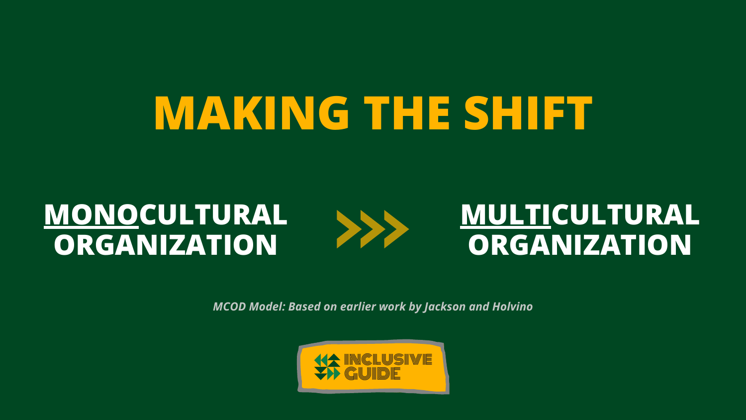# MAKING THE SHIFT

**MONOCULTURAL ORGANIZATION** >>> **MULTICULTURAL ORGANIZATION**

*MCOD Model: Based on earlier work by Jackson and Holvino*

INCLUSIVE GUIDE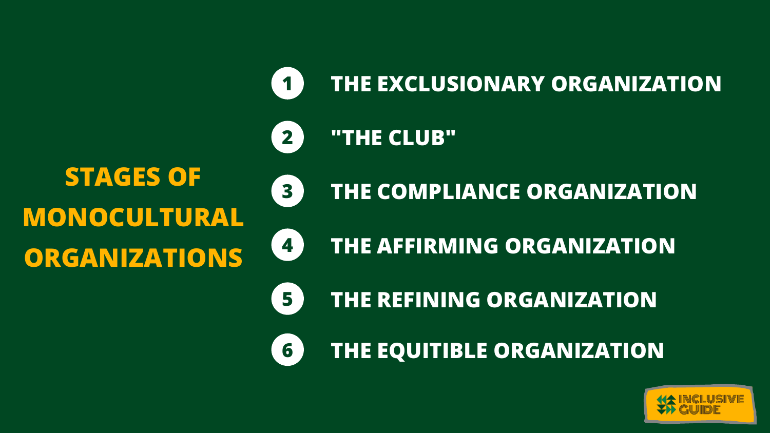# STAGES OF MONOCULTURAL ORGANIZATIONS

1. THE EXCLUSIONARY ORGANIZATION
2. "THE CLUB"
3. THE COMPLIANCE ORGANIZATION
4. THE AFFIRMING ORGANIZATION
5. THE REFINING ORGANIZATION
6. THE EQUITIBLE ORGANIZATION

INCLUSIVE GUIDE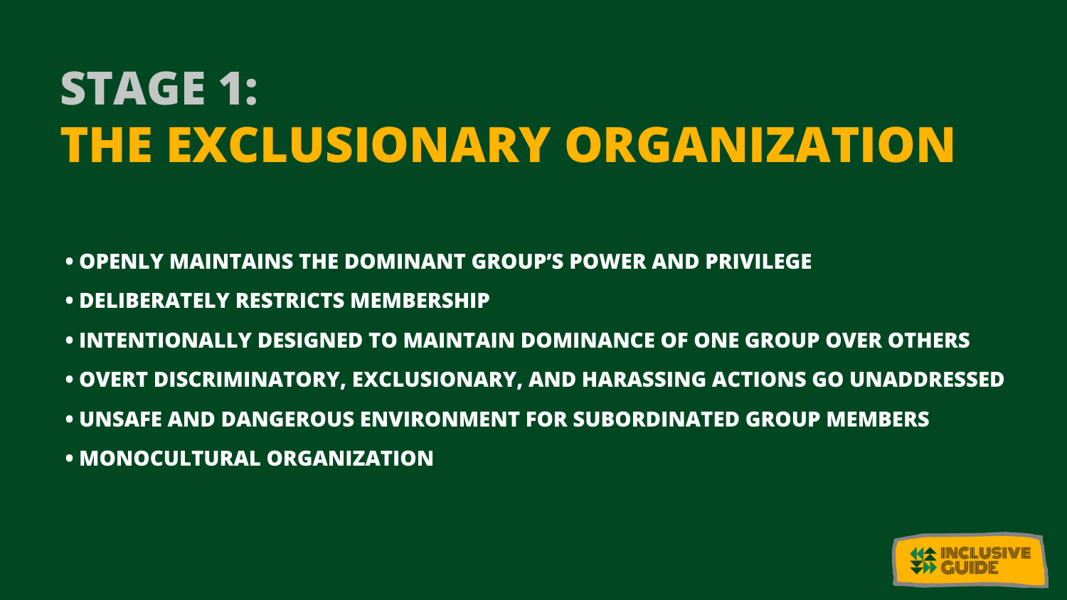# STAGE 1:
# THE EXCLUSIONARY ORGANIZATION

- OPENLY MAINTAINS THE DOMINANT GROUP'S POWER AND PRIVILEGE
- DELIBERATELY RESTRICTS MEMBERSHIP
- INTENTIONALLY DESIGNED TO MAINTAIN DOMINANCE OF ONE GROUP OVER OTHERS
- OVERT DISCRIMINATORY, EXCLUSIONARY, AND HARASSING ACTIONS GO UNADDRESSED
- UNSAFE AND DANGEROUS ENVIRONMENT FOR SUBORDINATED GROUP MEMBERS
- MONOCULTURAL ORGANIZATION

INCLUSIVE GUIDE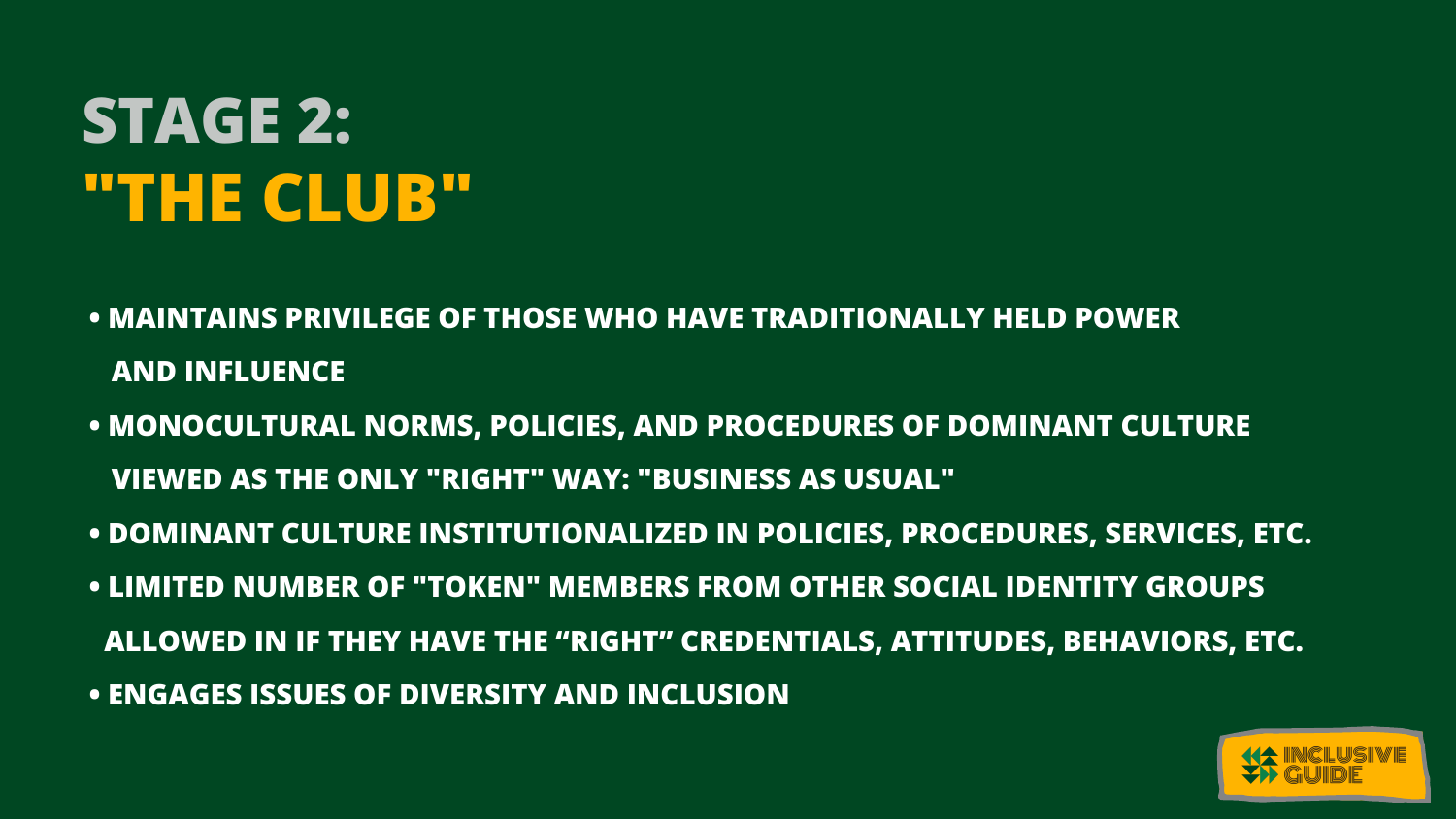# STAGE 2:
# "THE CLUB"

- MAINTAINS PRIVILEGE OF THOSE WHO HAVE TRADITIONALLY HELD POWER AND INFLUENCE
- MONOCULTURAL NORMS, POLICIES, AND PROCEDURES OF DOMINANT CULTURE VIEWED AS THE ONLY "RIGHT" WAY: "BUSINESS AS USUAL"
- DOMINANT CULTURE INSTITUTIONALIZED IN POLICIES, PROCEDURES, SERVICES, ETC.
- LIMITED NUMBER OF "TOKEN" MEMBERS FROM OTHER SOCIAL IDENTITY GROUPS ALLOWED IN IF THEY HAVE THE "RIGHT" CREDENTIALS, ATTITUDES, BEHAVIORS, ETC.
- ENGAGES ISSUES OF DIVERSITY AND INCLUSION

INCLUSIVE GUIDE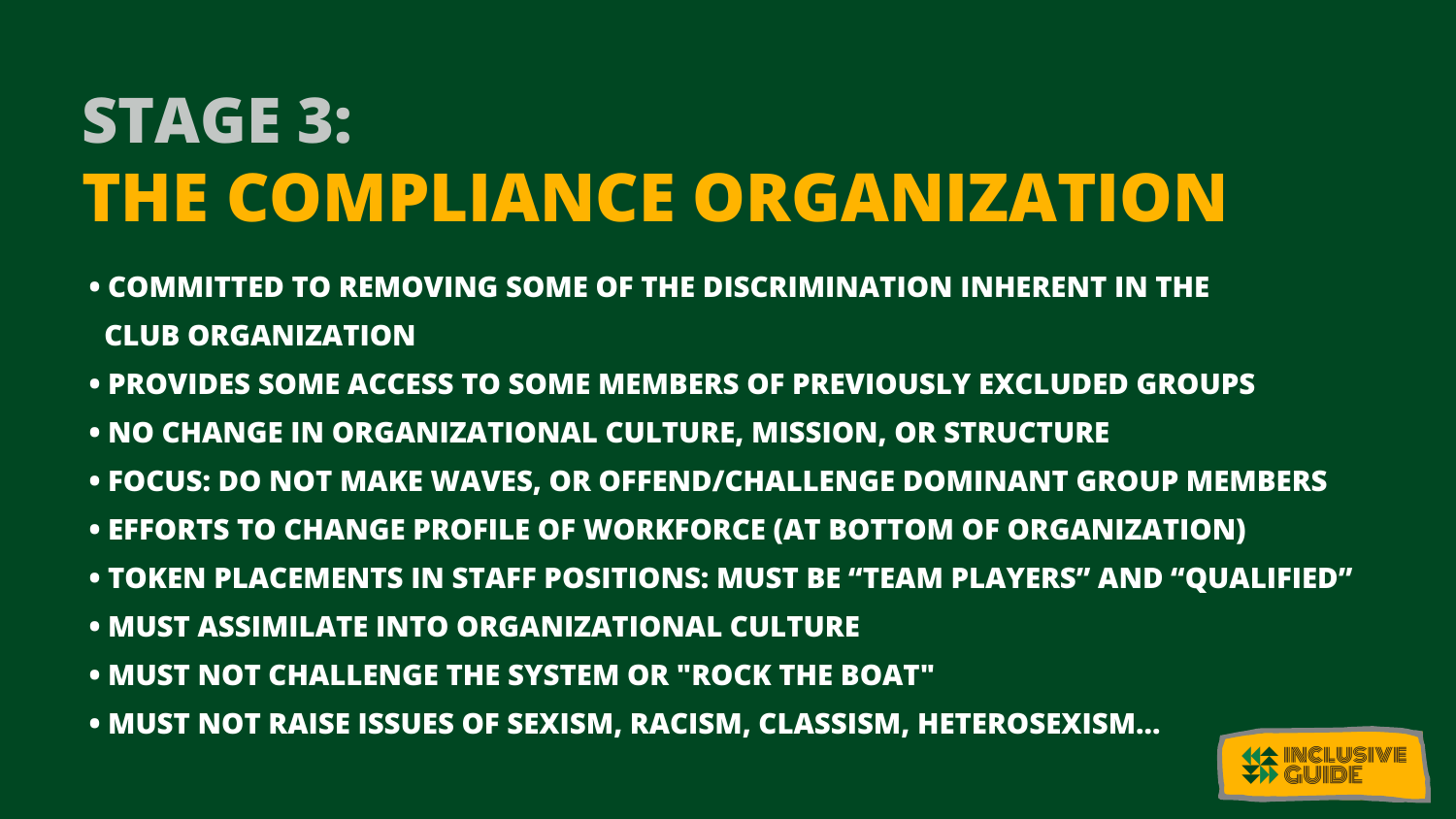# STAGE 3:
# THE COMPLIANCE ORGANIZATION

- COMMITTED TO REMOVING SOME OF THE DISCRIMINATION INHERENT IN THE CLUB ORGANIZATION
- PROVIDES SOME ACCESS TO SOME MEMBERS OF PREVIOUSLY EXCLUDED GROUPS
- NO CHANGE IN ORGANIZATIONAL CULTURE, MISSION, OR STRUCTURE
- FOCUS: DO NOT MAKE WAVES, OR OFFEND/CHALLENGE DOMINANT GROUP MEMBERS
- EFFORTS TO CHANGE PROFILE OF WORKFORCE (AT BOTTOM OF ORGANIZATION)
- TOKEN PLACEMENTS IN STAFF POSITIONS: MUST BE “TEAM PLAYERS” AND “QUALIFIED”
- MUST ASSIMILATE INTO ORGANIZATIONAL CULTURE
- MUST NOT CHALLENGE THE SYSTEM OR "ROCK THE BOAT"
- MUST NOT RAISE ISSUES OF SEXISM, RACISM, CLASSISM, HETEROSEXISM...

INCLUSIVE GUIDE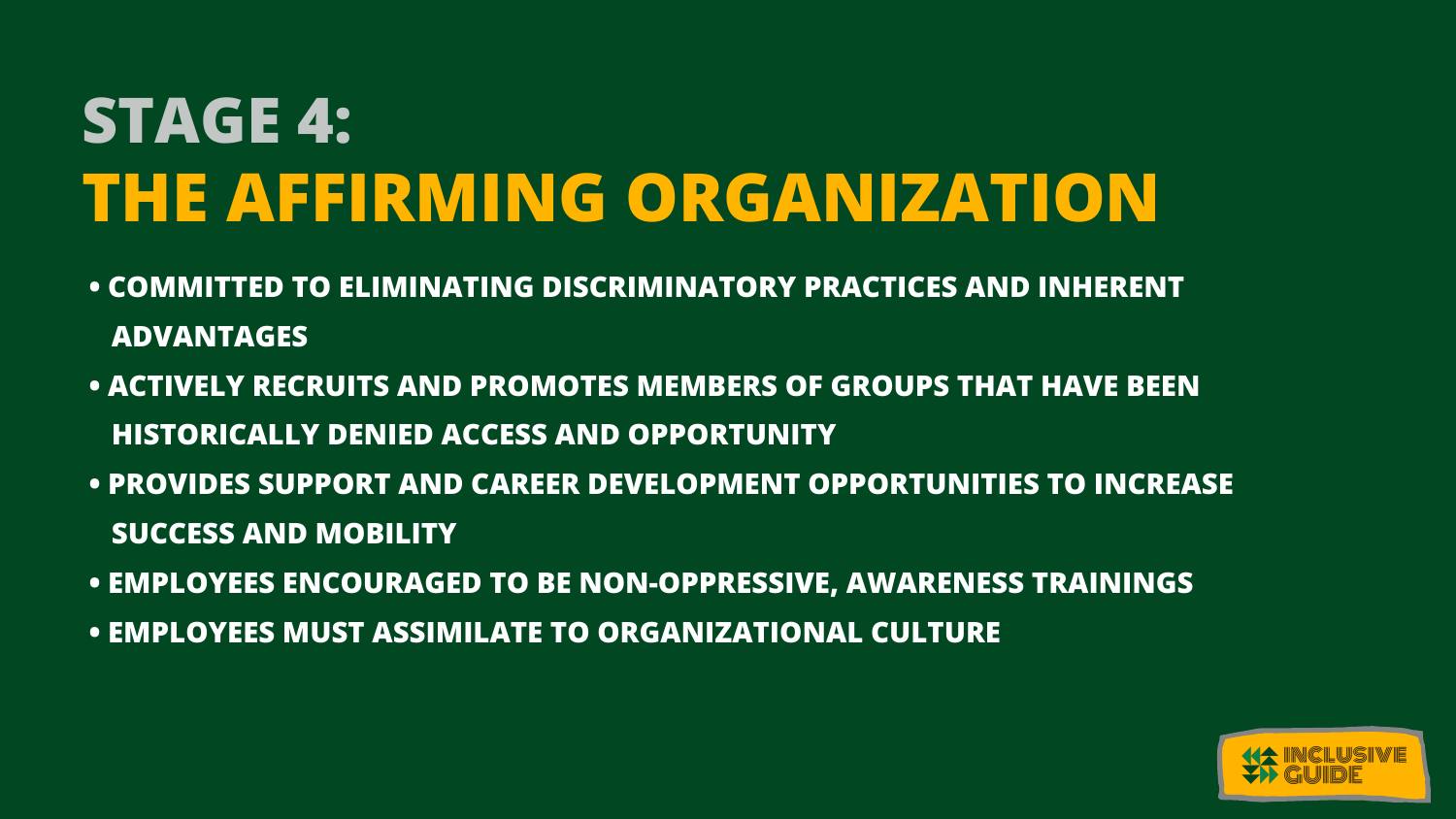# STAGE 4:
# THE AFFIRMING ORGANIZATION

- COMMITTED TO ELIMINATING DISCRIMINATORY PRACTICES AND INHERENT ADVANTAGES
- ACTIVELY RECRUITS AND PROMOTES MEMBERS OF GROUPS THAT HAVE BEEN HISTORICALLY DENIED ACCESS AND OPPORTUNITY
- PROVIDES SUPPORT AND CAREER DEVELOPMENT OPPORTUNITIES TO INCREASE SUCCESS AND MOBILITY
- EMPLOYEES ENCOURAGED TO BE NON-OPPRESSIVE, AWARENESS TRAININGS
- EMPLOYEES MUST ASSIMILATE TO ORGANIZATIONAL CULTURE

INCLUSIVE GUIDE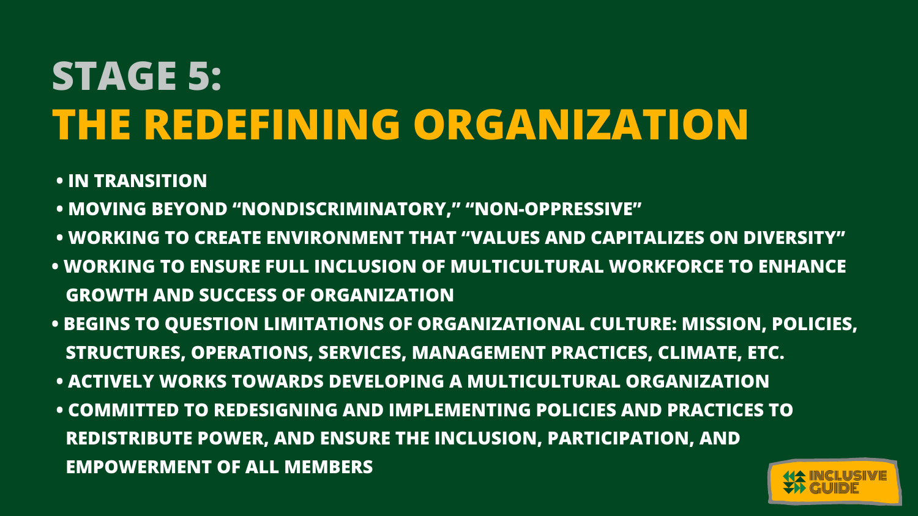# STAGE 5:
# THE REDEFINING ORGANIZATION

- IN TRANSITION
- MOVING BEYOND "NONDISCRIMINATORY," "NON-OPPRESSIVE"
- WORKING TO CREATE ENVIRONMENT THAT "VALUES AND CAPITALIZES ON DIVERSITY"
- WORKING TO ENSURE FULL INCLUSION OF MULTICULTURAL WORKFORCE TO ENHANCE GROWTH AND SUCCESS OF ORGANIZATION
- BEGINS TO QUESTION LIMITATIONS OF ORGANIZATIONAL CULTURE: MISSION, POLICIES, STRUCTURES, OPERATIONS, SERVICES, MANAGEMENT PRACTICES, CLIMATE, ETC.
- ACTIVELY WORKS TOWARDS DEVELOPING A MULTICULTURAL ORGANIZATION
- COMMITTED TO REDESIGNING AND IMPLEMENTING POLICIES AND PRACTICES TO REDISTRIBUTE POWER, AND ENSURE THE INCLUSION, PARTICIPATION, AND EMPOWERMENT OF ALL MEMBERS

INCLUSIVE GUIDE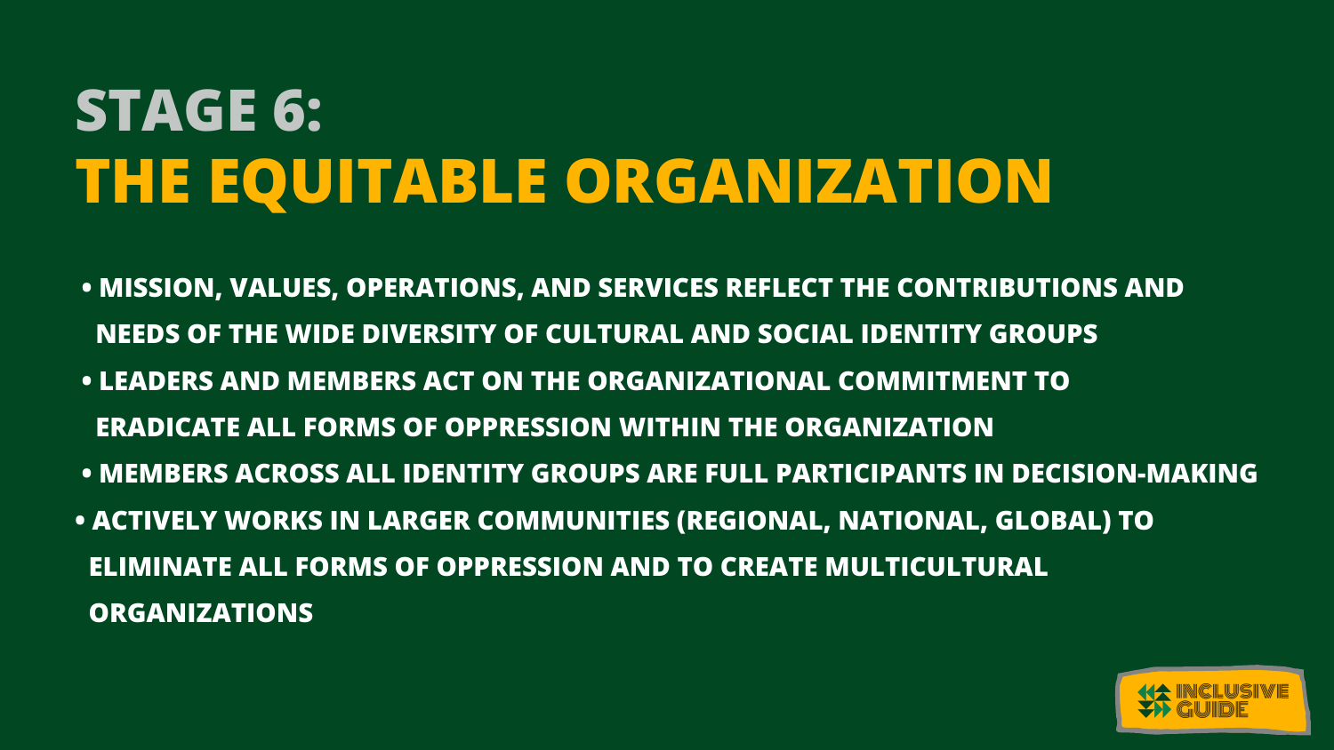# STAGE 6:
# THE EQUITABLE ORGANIZATION

- **MISSION, VALUES, OPERATIONS, AND SERVICES REFLECT THE CONTRIBUTIONS AND NEEDS OF THE WIDE DIVERSITY OF CULTURAL AND SOCIAL IDENTITY GROUPS**
- **LEADERS AND MEMBERS ACT ON THE ORGANIZATIONAL COMMITMENT TO ERADICATE ALL FORMS OF OPPRESSION WITHIN THE ORGANIZATION**
- **MEMBERS ACROSS ALL IDENTITY GROUPS ARE FULL PARTICIPANTS IN DECISION-MAKING**
- **ACTIVELY WORKS IN LARGER COMMUNITIES (REGIONAL, NATIONAL, GLOBAL) TO ELIMINATE ALL FORMS OF OPPRESSION AND TO CREATE MULTICULTURAL ORGANIZATIONS**

INCLUSIVE GUIDE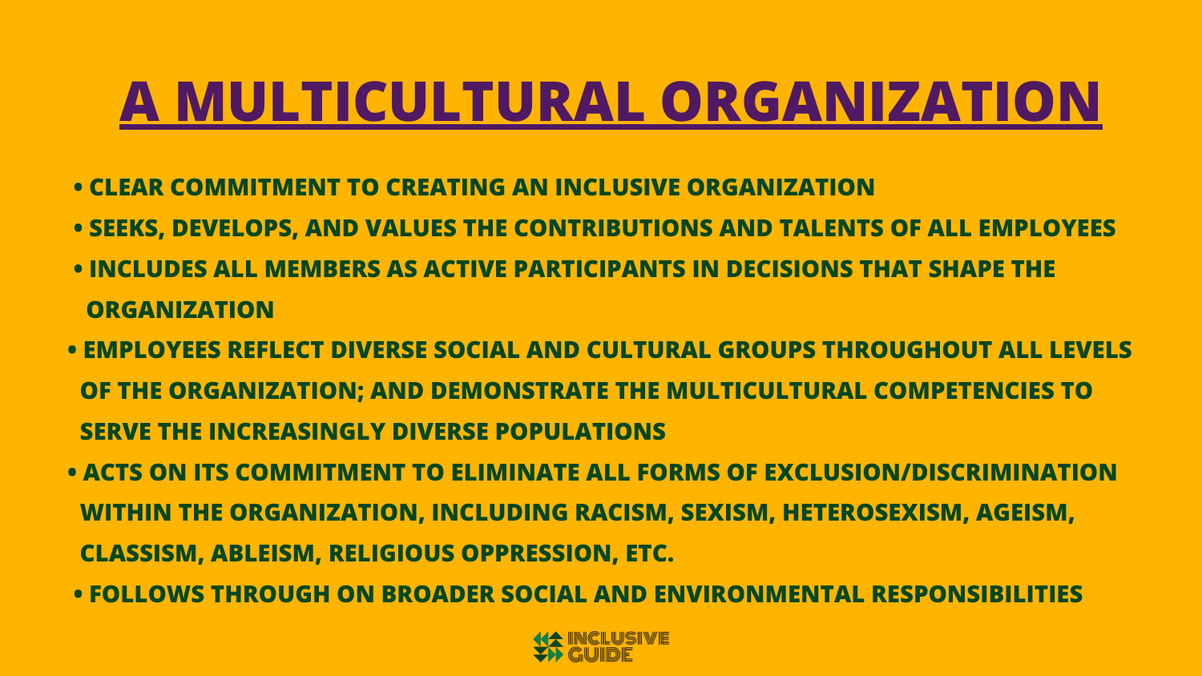# A MULTICULTURAL ORGANIZATION

- **CLEAR COMMITMENT TO CREATING AN INCLUSIVE ORGANIZATION**
- **SEEKS, DEVELOPS, AND VALUES THE CONTRIBUTIONS AND TALENTS OF ALL EMPLOYEES**
- **INCLUDES ALL MEMBERS AS ACTIVE PARTICIPANTS IN DECISIONS THAT SHAPE THE ORGANIZATION**
- **EMPLOYEES REFLECT DIVERSE SOCIAL AND CULTURAL GROUPS THROUGHOUT ALL LEVELS OF THE ORGANIZATION; AND DEMONSTRATE THE MULTICULTURAL COMPETENCIES TO SERVE THE INCREASINGLY DIVERSE POPULATIONS**
- **ACTS ON ITS COMMITMENT TO ELIMINATE ALL FORMS OF EXCLUSION/DISCRIMINATION WITHIN THE ORGANIZATION, INCLUDING RACISM, SEXISM, HETEROSEXISM, AGEISM, CLASSISM, ABLEISM, RELIGIOUS OPPRESSION, ETC.**
- **FOLLOWS THROUGH ON BROADER SOCIAL AND ENVIRONMENTAL RESPONSIBILITIES**

INCLUSIVE GUIDE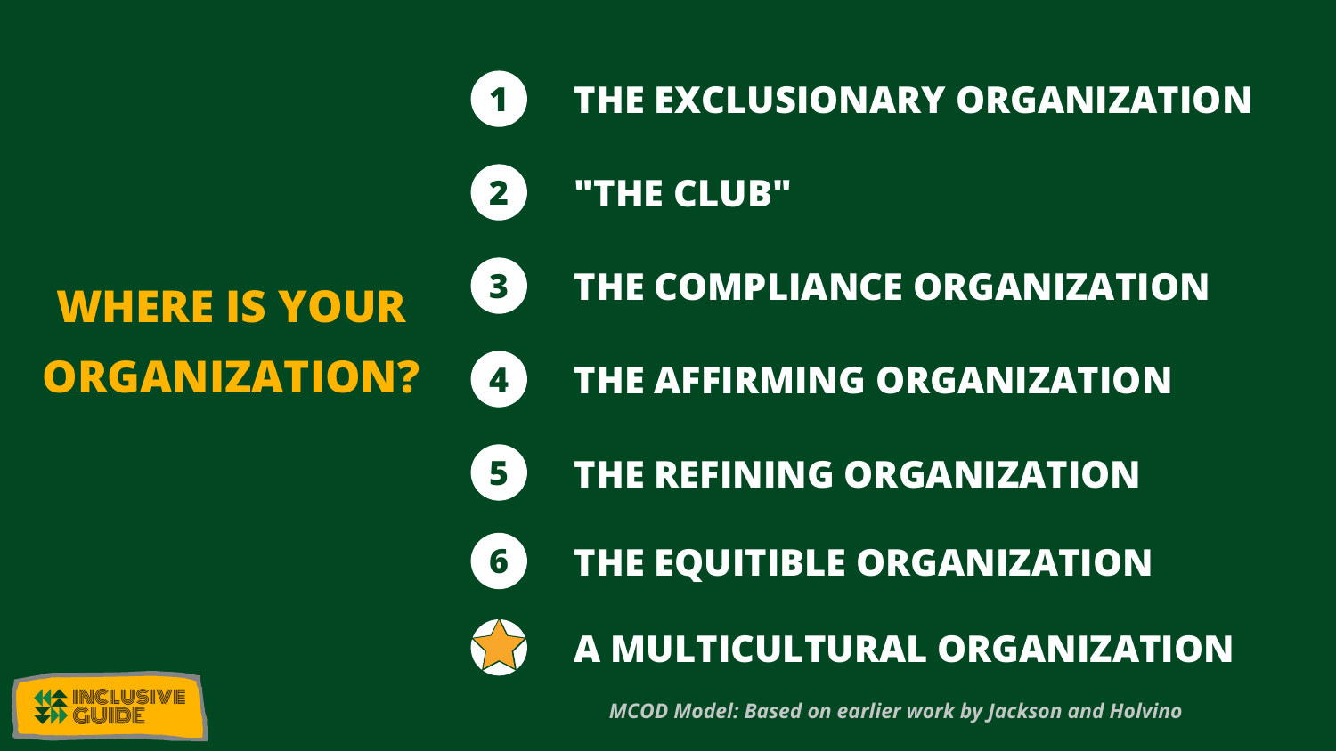# WHERE IS YOUR ORGANIZATION?

1. THE EXCLUSIONARY ORGANIZATION
2. "THE CLUB"
3. THE COMPLIANCE ORGANIZATION
4. THE AFFIRMING ORGANIZATION
5. THE REFINING ORGANIZATION
6. THE EQUITIBLE ORGANIZATION

★ A MULTICULTURAL ORGANIZATION

*MCOD Model: Based on earlier work by Jackson and Holvino*

INCLUSIVE GUIDE